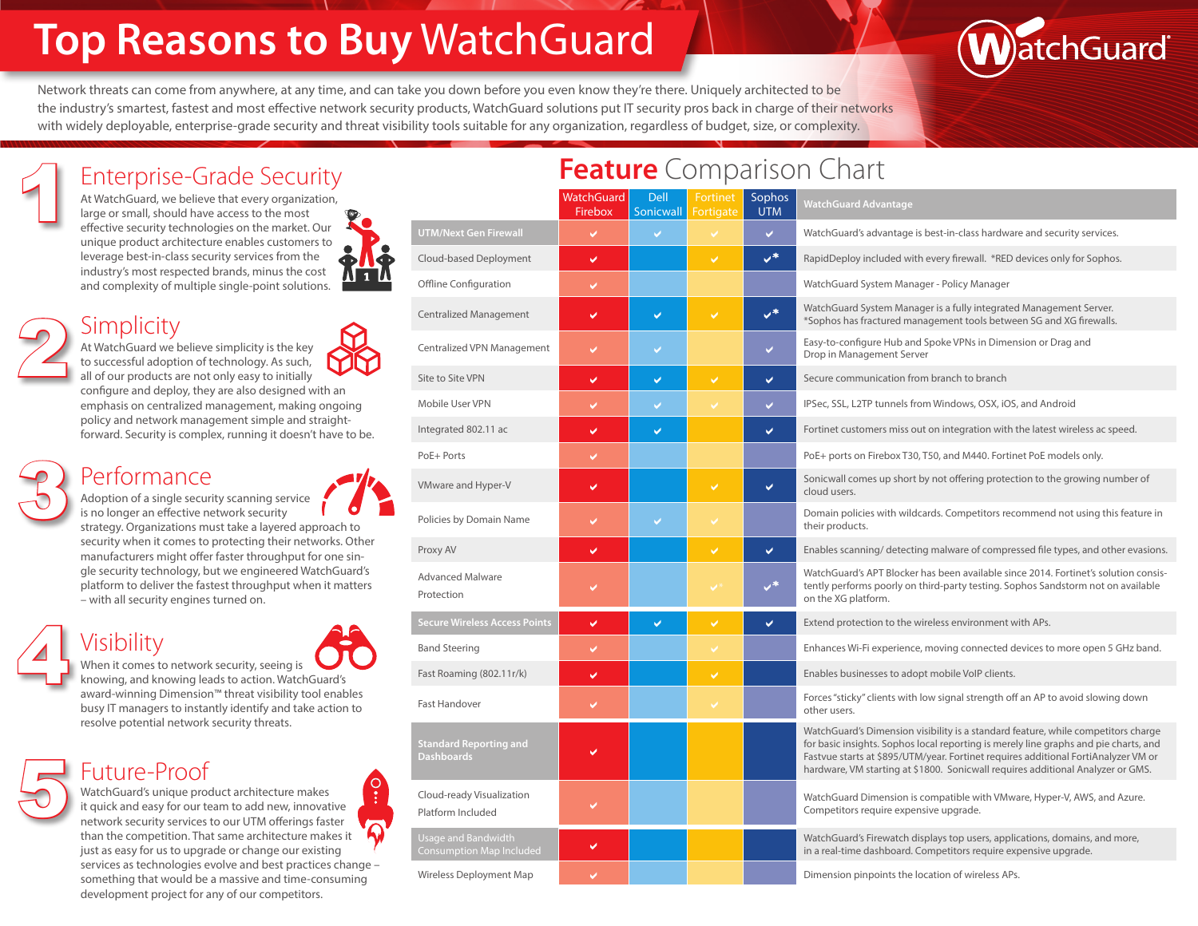# Top Reasons to Buy WatchGuard

Network threats can come from anywhere, at any time, and can take you down before you even know they're there. Uniquely architected to be the industry's smartest, fastest and most effective network security products, WatchGuard solutions put IT security pros back in charge of their networks with widely deployable, enterprise-grade security and threat visibility tools suitable for any organization, regardless of budget, size, or complexity.

## 1 Enterprise-Grade Security

At WatchGuard, we believe that every organization, large or small, should have access to the most effective security technologies on the market. Our unique product architecture enables customers to leverage best-in-class security services from the industry's most respected brands, minus the cost and complexity of multiple single-point solutions.

## 2 Simplicity

At WatchGuard we believe simplicity is the key to successful adoption of technology. As such, all of our products are not only easy to initially configure and deploy, they are also designed with an emphasis on centralized management, making ongoing policy and network management simple and straightforward. Security is complex, running it doesn't have to be.

## 3 Performance

Adoption of a single security scanning service is no longer an effective network security strategy. Organizations must take a layered approach to security when it comes to protecting their networks. Other manufacturers might offer faster throughput for one single security technology, but we engineered WatchGuard's platform to deliver the fastest throughput when it matters – with all security engines turned on.

## 4 Visibility

When it comes to network security, seeing is knowing, and knowing leads to action. WatchGuard's award-winning Dimension™ threat visibility tool enables busy IT managers to instantly identify and take action to resolve potential network security threats.

## 5 Future-Proof

WatchGuard's unique product architecture makes it quick and easy for our team to add new, innovative network security services to our UTM offerings faster than the competition. That same architecture makes it just as easy for us to upgrade or change our existing services as technologies evolve and best practices change – something that would be a massive and time-consuming development project for any of our competitors.

## Feature Comparison Chart

| | WatchGuard Firebox | Dell Sonicwall | Fortinet Fortigate | Sophos UTM | WatchGuard Advantage |
|---|---|---|---|---|---|
| **UTM/Next Gen Firewall** | ✔ | ✔ | ✔ | ✔ | WatchGuard's advantage is best-in-class hardware and security services. |
| Cloud-based Deployment | ✔ | | ✔ | ✔* | RapidDeploy included with every firewall. *RED devices only for Sophos. |
| Offline Configuration | ✔ | | | | WatchGuard System Manager - Policy Manager |
| Centralized Management | ✔ | ✔ | ✔ | ✔* | WatchGuard System Manager is a fully integrated Management Server. *Sophos has fractured management tools between SG and XG firewalls. |
| Centralized VPN Management | ✔ | ✔ | | ✔ | Easy-to-configure Hub and Spoke VPNs in Dimension or Drag and Drop in Management Server |
| Site to Site VPN | ✔ | ✔ | ✔ | ✔ | Secure communication from branch to branch |
| Mobile User VPN | ✔ | ✔ | ✔ | ✔ | IPSec, SSL, L2TP tunnels from Windows, OSX, iOS, and Android |
| Integrated 802.11 ac | ✔ | ✔ | | ✔ | Fortinet customers miss out on integration with the latest wireless ac speed. |
| PoE+ Ports | ✔ | | | | PoE+ ports on Firebox T30, T50, and M440. Fortinet PoE models only. |
| VMware and Hyper-V | ✔ | | ✔ | ✔ | Sonicwall comes up short by not offering protection to the growing number of cloud users. |
| Policies by Domain Name | ✔ | ✔ | ✔ | | Domain policies with wildcards. Competitors recommend not using this feature in their products. |
| Proxy AV | ✔ | | ✔ | ✔ | Enables scanning/ detecting malware of compressed file types, and other evasions. |
| Advanced Malware Protection | ✔ | | ✔* | ✔* | WatchGuard's APT Blocker has been available since 2014. Fortinet's solution consistently performs poorly on third-party testing. Sophos Sandstorm not on available on the XG platform. |
| **Secure Wireless Access Points** | ✔ | ✔ | ✔ | ✔ | Extend protection to the wireless environment with APs. |
| Band Steering | ✔ | | ✔ | | Enhances Wi-Fi experience, moving connected devices to more open 5 GHz band. |
| Fast Roaming (802.11r/k) | ✔ | | ✔ | | Enables businesses to adopt mobile VoIP clients. |
| Fast Handover | ✔ | | ✔ | | Forces "sticky" clients with low signal strength off an AP to avoid slowing down other users. |
| **Standard Reporting and Dashboards** | ✔ | | | | WatchGuard's Dimension visibility is a standard feature, while competitors charge for basic insights. Sophos local reporting is merely line graphs and pie charts, and Fastvue starts at $895/UTM/year. Fortinet requires additional FortiAnalyzer VM or hardware, VM starting at $1800. Sonicwall requires additional Analyzer or GMS. |
| Cloud-ready Visualization Platform Included | ✔ | | | | WatchGuard Dimension is compatible with VMware, Hyper-V, AWS, and Azure. Competitors require expensive upgrade. |
| Usage and Bandwidth Consumption Map Included | ✔ | | | | WatchGuard's Firewatch displays top users, applications, domains, and more, in a real-time dashboard. Competitors require expensive upgrade. |
| Wireless Deployment Map | ✔ | | | | Dimension pinpoints the location of wireless APs. |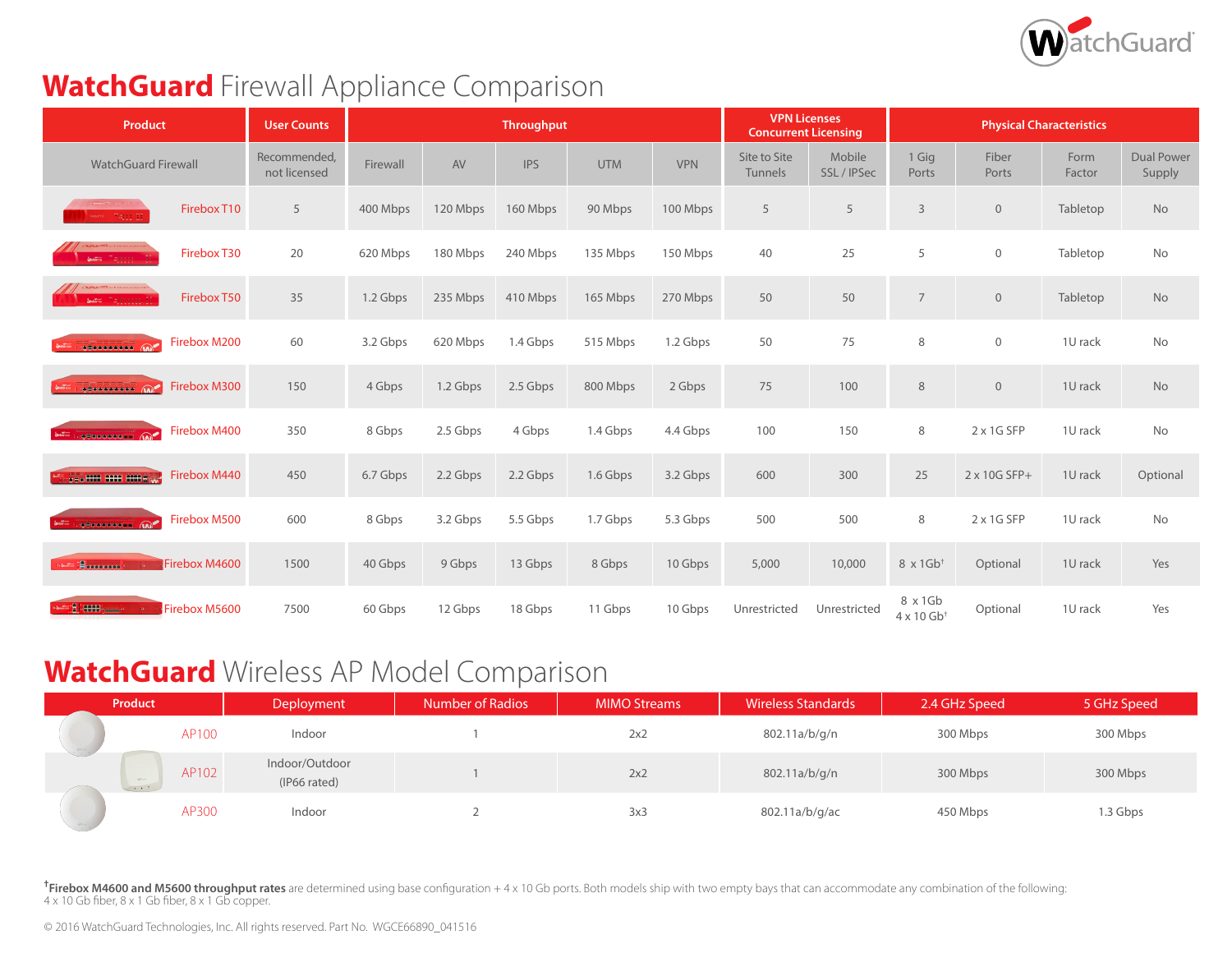# WatchGuard Firewall Appliance Comparison

| Product | User Counts | Throughput | | | | | VPN Licenses Concurrent Licensing | | Physical Characteristics | | | |
|---|---|---|---|---|---|---|---|---|---|---|---|---|
| WatchGuard Firewall | Recommended, not licensed | Firewall | AV | IPS | UTM | VPN | Site to Site Tunnels | Mobile SSL / IPSec | 1 Gig Ports | Fiber Ports | Form Factor | Dual Power Supply |
| Firebox T10 | 5 | 400 Mbps | 120 Mbps | 160 Mbps | 90 Mbps | 100 Mbps | 5 | 5 | 3 | 0 | Tabletop | No |
| Firebox T30 | 20 | 620 Mbps | 180 Mbps | 240 Mbps | 135 Mbps | 150 Mbps | 40 | 25 | 5 | 0 | Tabletop | No |
| Firebox T50 | 35 | 1.2 Gbps | 235 Mbps | 410 Mbps | 165 Mbps | 270 Mbps | 50 | 50 | 7 | 0 | Tabletop | No |
| Firebox M200 | 60 | 3.2 Gbps | 620 Mbps | 1.4 Gbps | 515 Mbps | 1.2 Gbps | 50 | 75 | 8 | 0 | 1U rack | No |
| Firebox M300 | 150 | 4 Gbps | 1.2 Gbps | 2.5 Gbps | 800 Mbps | 2 Gbps | 75 | 100 | 8 | 0 | 1U rack | No |
| Firebox M400 | 350 | 8 Gbps | 2.5 Gbps | 4 Gbps | 1.4 Gbps | 4.4 Gbps | 100 | 150 | 8 | 2 x 1G SFP | 1U rack | No |
| Firebox M440 | 450 | 6.7 Gbps | 2.2 Gbps | 2.2 Gbps | 1.6 Gbps | 3.2 Gbps | 600 | 300 | 25 | 2 x 10G SFP+ | 1U rack | Optional |
| Firebox M500 | 600 | 8 Gbps | 3.2 Gbps | 5.5 Gbps | 1.7 Gbps | 5.3 Gbps | 500 | 500 | 8 | 2 x 1G SFP | 1U rack | No |
| Firebox M4600 | 1500 | 40 Gbps | 9 Gbps | 13 Gbps | 8 Gbps | 10 Gbps | 5,000 | 10,000 | 8 x 1Gb† | Optional | 1U rack | Yes |
| Firebox M5600 | 7500 | 60 Gbps | 12 Gbps | 18 Gbps | 11 Gbps | 10 Gbps | Unrestricted | Unrestricted | 8 x 1Gb<br>4 x 10 Gb† | Optional | 1U rack | Yes |

# WatchGuard Wireless AP Model Comparison

| Product | Deployment | Number of Radios | MIMO Streams | Wireless Standards | 2.4 GHz Speed | 5 GHz Speed |
|---|---|---|---|---|---|---|
| AP100 | Indoor | 1 | 2x2 | 802.11a/b/g/n | 300 Mbps | 300 Mbps |
| AP102 | Indoor/Outdoor (IP66 rated) | 1 | 2x2 | 802.11a/b/g/n | 300 Mbps | 300 Mbps |
| AP300 | Indoor | 2 | 3x3 | 802.11a/b/g/ac | 450 Mbps | 1.3 Gbps |

†**Firebox M4600 and M5600 throughput rates** are determined using base configuration + 4 x 10 Gb ports. Both models ship with two empty bays that can accommodate any combination of the following: 4 x 10 Gb fiber, 8 x 1 Gb fiber, 8 x 1 Gb copper.

© 2016 WatchGuard Technologies, Inc. All rights reserved. Part No. WGCE66890_041516